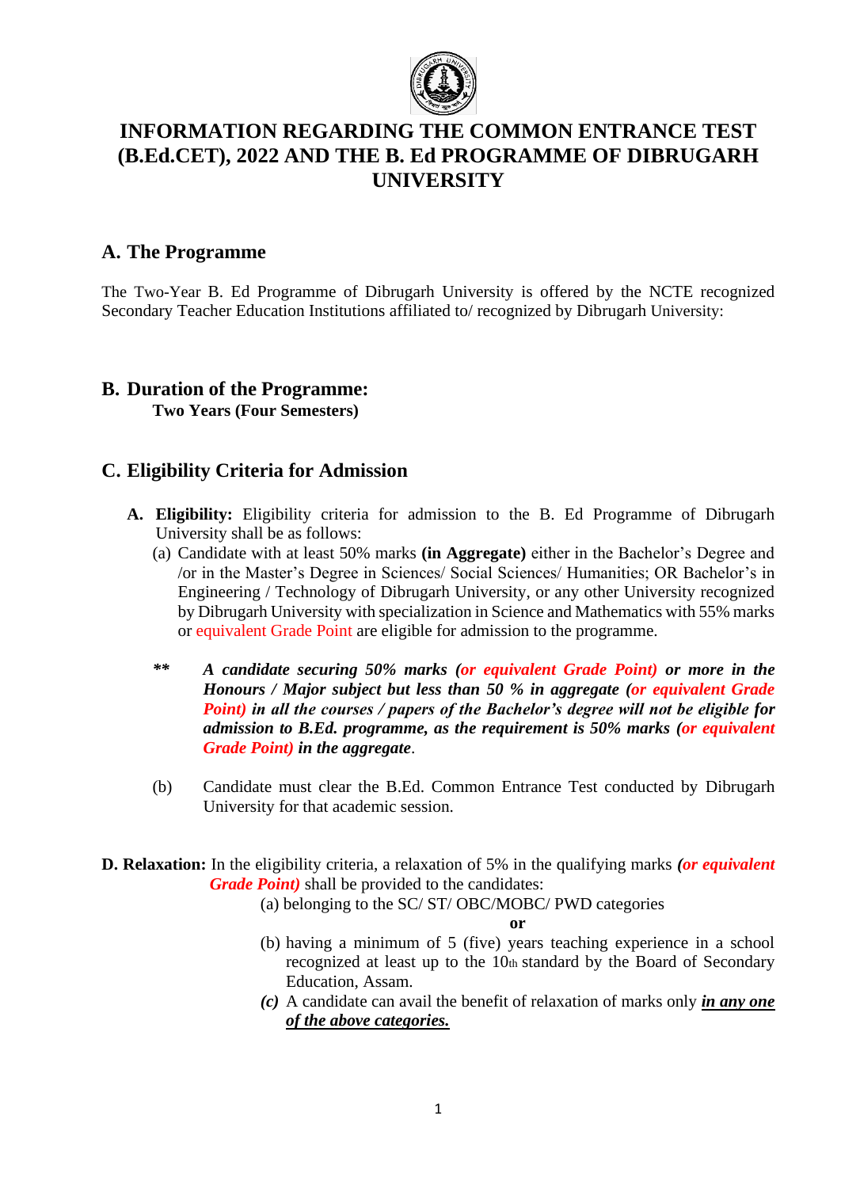# INFORMATION REGARDING THE COMMON ENTRANCE TEST (B.Ed.CET), 2022 AND THE B. Ed PROGRAMME OF DIBRUGARH UNIVERSITY

## A. The Programme

The Two-Year B. Ed Programme of Dibrugarh University is offered by the NCTE recognized Secondary Teacher Education Institutions affiliated to/ recognized by Dibrugarh University:

## B. Duration of the Programme:

**Two Years (Four Semesters)**

## C. Eligibility Criteria for Admission

**A. Eligibility:** Eligibility criteria for admission to the B. Ed Programme of Dibrugarh University shall be as follows:

(a) Candidate with at least 50% marks **(in Aggregate)** either in the Bachelor's Degree and /or in the Master's Degree in Sciences/ Social Sciences/ Humanities; OR Bachelor's in Engineering / Technology of Dibrugarh University, or any other University recognized by Dibrugarh University with specialization in Science and Mathematics with 55% marks or equivalent Grade Point are eligible for admission to the programme.

***\*\* A candidate securing 50% marks (or equivalent Grade Point) or more in the Honours / Major subject but less than 50 % in aggregate (or equivalent Grade Point) in all the courses / papers of the Bachelor's degree will not be eligible for admission to B.Ed. programme, as the requirement is 50% marks (or equivalent Grade Point) in the aggregate.***

(b) Candidate must clear the B.Ed. Common Entrance Test conducted by Dibrugarh University for that academic session.

**D. Relaxation:** In the eligibility criteria, a relaxation of 5% in the qualifying marks ***(or equivalent Grade Point)*** shall be provided to the candidates:

(a) belonging to the SC/ ST/ OBC/MOBC/ PWD categories

**or**

(b) having a minimum of 5 (five) years teaching experience in a school recognized at least up to the 10th standard by the Board of Secondary Education, Assam.

***(c)*** A candidate can avail the benefit of relaxation of marks only ***in any one of the above categories.***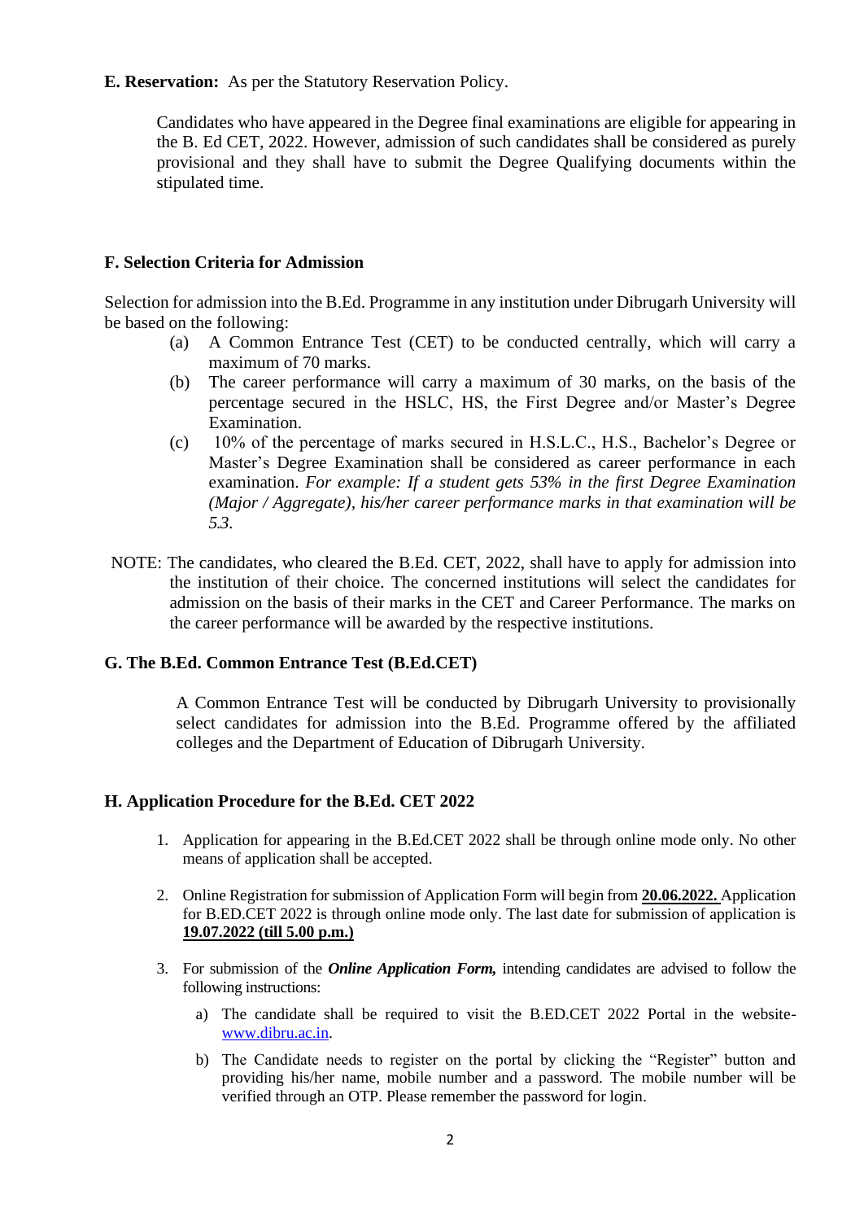**E. Reservation:** As per the Statutory Reservation Policy.

Candidates who have appeared in the Degree final examinations are eligible for appearing in the B. Ed CET, 2022. However, admission of such candidates shall be considered as purely provisional and they shall have to submit the Degree Qualifying documents within the stipulated time.

**F. Selection Criteria for Admission**

Selection for admission into the B.Ed. Programme in any institution under Dibrugarh University will be based on the following:

(a) A Common Entrance Test (CET) to be conducted centrally, which will carry a maximum of 70 marks.

(b) The career performance will carry a maximum of 30 marks, on the basis of the percentage secured in the HSLC, HS, the First Degree and/or Master's Degree Examination.

(c) 10% of the percentage of marks secured in H.S.L.C., H.S., Bachelor's Degree or Master's Degree Examination shall be considered as career performance in each examination. *For example: If a student gets 53% in the first Degree Examination (Major / Aggregate), his/her career performance marks in that examination will be 5.3.*

NOTE: The candidates, who cleared the B.Ed. CET, 2022, shall have to apply for admission into the institution of their choice. The concerned institutions will select the candidates for admission on the basis of their marks in the CET and Career Performance. The marks on the career performance will be awarded by the respective institutions.

**G. The B.Ed. Common Entrance Test (B.Ed.CET)**

A Common Entrance Test will be conducted by Dibrugarh University to provisionally select candidates for admission into the B.Ed. Programme offered by the affiliated colleges and the Department of Education of Dibrugarh University.

**H. Application Procedure for the B.Ed. CET 2022**

1. Application for appearing in the B.Ed.CET 2022 shall be through online mode only. No other means of application shall be accepted.

2. Online Registration for submission of Application Form will begin from **20.06.2022.** Application for B.ED.CET 2022 is through online mode only. The last date for submission of application is **19.07.2022 (till 5.00 p.m.)**

3. For submission of the ***Online Application Form,*** intending candidates are advised to follow the following instructions:

   a) The candidate shall be required to visit the B.ED.CET 2022 Portal in the website- www.dibru.ac.in.

   b) The Candidate needs to register on the portal by clicking the "Register" button and providing his/her name, mobile number and a password. The mobile number will be verified through an OTP. Please remember the password for login.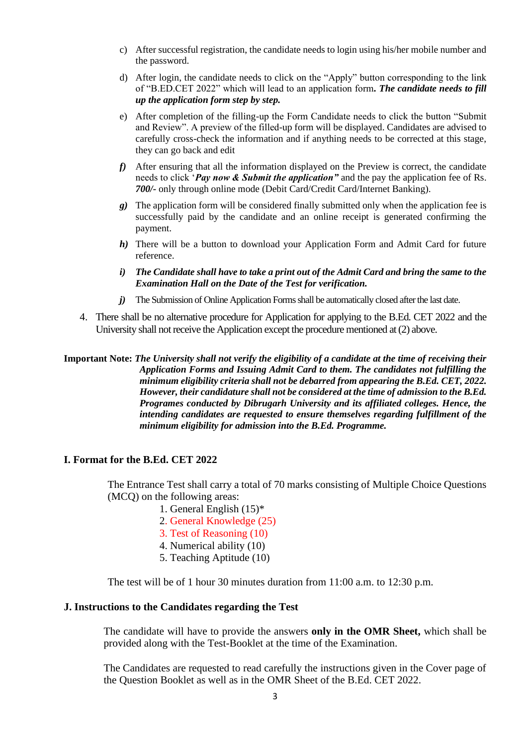c) After successful registration, the candidate needs to login using his/her mobile number and the password.

d) After login, the candidate needs to click on the "Apply" button corresponding to the link of "B.ED.CET 2022" which will lead to an application form**. *The candidate needs to fill up the application form step by step.***

e) After completion of the filling-up the Form Candidate needs to click the button "Submit and Review". A preview of the filled-up form will be displayed. Candidates are advised to carefully cross-check the information and if anything needs to be corrected at this stage, they can go back and edit

***f)*** After ensuring that all the information displayed on the Preview is correct, the candidate needs to click '***Pay now & Submit the application"*** and the pay the application fee of Rs. ***700/-*** only through online mode (Debit Card/Credit Card/Internet Banking).

***g)*** The application form will be considered finally submitted only when the application fee is successfully paid by the candidate and an online receipt is generated confirming the payment.

***h)*** There will be a button to download your Application Form and Admit Card for future reference.

***i) The Candidate shall have to take a print out of the Admit Card and bring the same to the Examination Hall on the Date of the Test for verification.***

***j)*** The Submission of Online Application Forms shall be automatically closed after the last date.

4. There shall be no alternative procedure for Application for applying to the B.Ed. CET 2022 and the University shall not receive the Application except the procedure mentioned at (2) above.

**Important Note:** ***The University shall not verify the eligibility of a candidate at the time of receiving their Application Forms and Issuing Admit Card to them. The candidates not fulfilling the minimum eligibility criteria shall not be debarred from appearing the B.Ed. CET, 2022. However, their candidature shall not be considered at the time of admission to the B.Ed. Programes conducted by Dibrugarh University and its affiliated colleges. Hence, the intending candidates are requested to ensure themselves regarding fulfillment of the minimum eligibility for admission into the B.Ed. Programme.***

## I. Format for the B.Ed. CET 2022

The Entrance Test shall carry a total of 70 marks consisting of Multiple Choice Questions (MCQ) on the following areas:

1. General English (15)*
2. General Knowledge (25)
3. Test of Reasoning (10)
4. Numerical ability (10)
5. Teaching Aptitude (10)

The test will be of 1 hour 30 minutes duration from 11:00 a.m. to 12:30 p.m.

## J. Instructions to the Candidates regarding the Test

The candidate will have to provide the answers **only in the OMR Sheet,** which shall be provided along with the Test-Booklet at the time of the Examination.

The Candidates are requested to read carefully the instructions given in the Cover page of the Question Booklet as well as in the OMR Sheet of the B.Ed. CET 2022.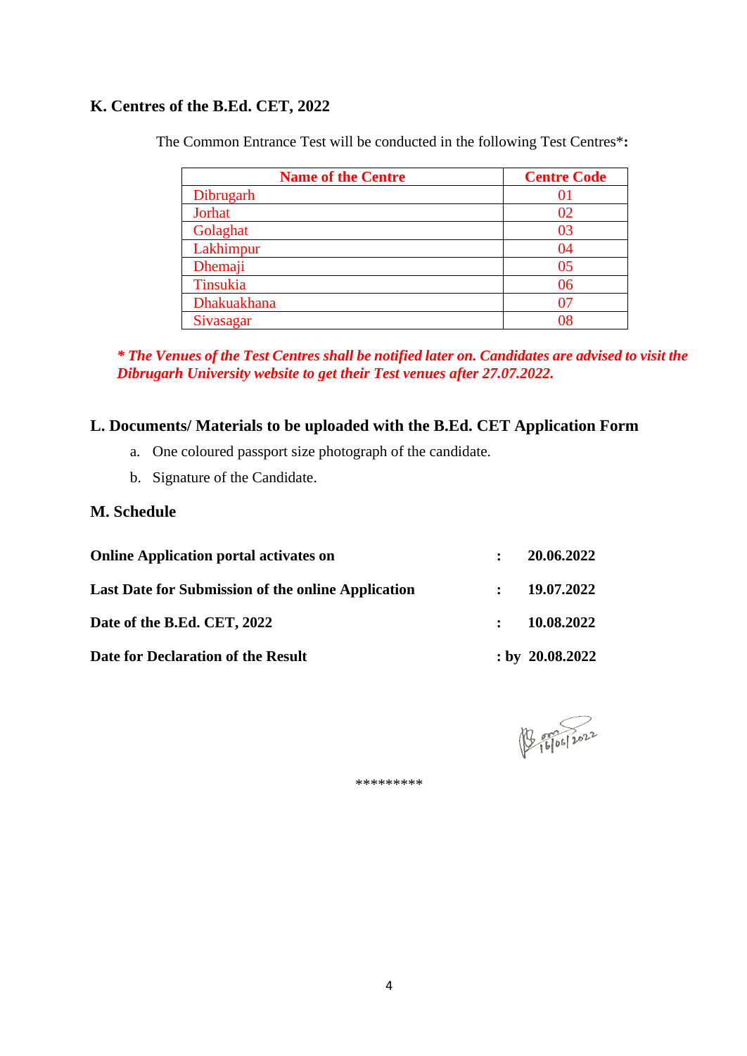## K. Centres of the B.Ed. CET, 2022

The Common Entrance Test will be conducted in the following Test Centres*:

| Name of the Centre | Centre Code |
|---|---|
| Dibrugarh | 01 |
| Jorhat | 02 |
| Golaghat | 03 |
| Lakhimpur | 04 |
| Dhemaji | 05 |
| Tinsukia | 06 |
| Dhakuakhana | 07 |
| Sivasagar | 08 |

***\* The Venues of the Test Centres shall be notified later on. Candidates are advised to visit the Dibrugarh University website to get their Test venues after 27.07.2022.***

## L. Documents/ Materials to be uploaded with the B.Ed. CET Application Form

a. One coloured passport size photograph of the candidate.

b. Signature of the Candidate.

## M. Schedule

| | | |
|---|---|---|
| **Online Application portal activates on** | **:** | **20.06.2022** |
| **Last Date for Submission of the online Application** | **:** | **19.07.2022** |
| **Date of the B.Ed. CET, 2022** | **:** | **10.08.2022** |
| **Date for Declaration of the Result** | **: by** | **20.08.2022** |

16/06/2022

*********